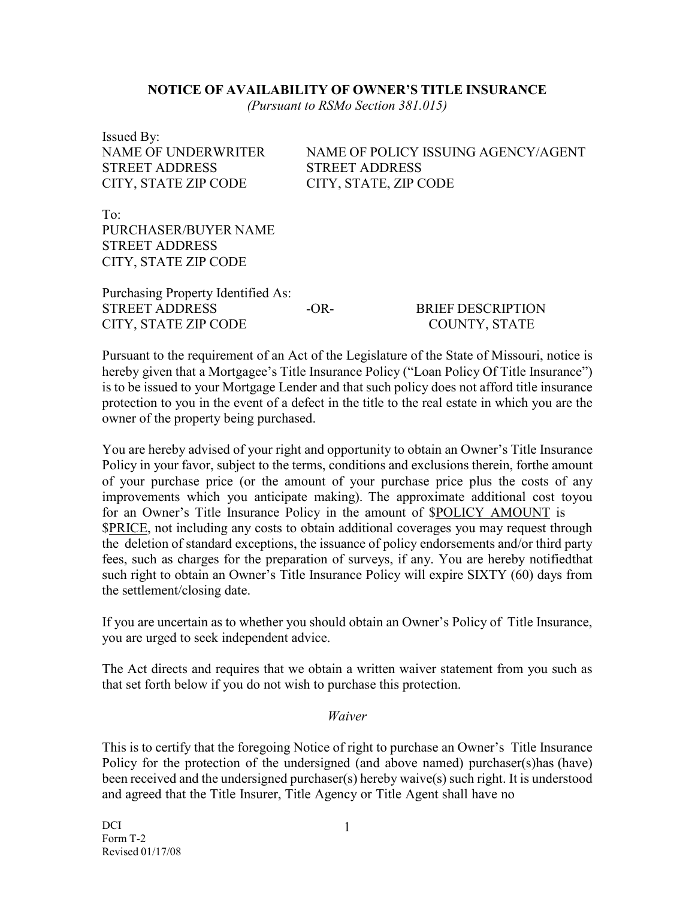## NOTICE OF AVAILABILITY OF OWNER'S TITLE INSURANCE

*(Pursuant to RSMo Section 381.015)*

Issued By:

| | |
|---|---|
| NAME OF UNDERWRITER | NAME OF POLICY ISSUING AGENCY/AGENT |
| STREET ADDRESS | STREET ADDRESS |
| CITY, STATE ZIP CODE | CITY, STATE, ZIP CODE |

To:
PURCHASER/BUYER NAME
STREET ADDRESS
CITY, STATE ZIP CODE

Purchasing Property Identified As:

| | | |
|---|---|---|
| STREET ADDRESS | -OR- | BRIEF DESCRIPTION |
| CITY, STATE ZIP CODE | | COUNTY, STATE |

Pursuant to the requirement of an Act of the Legislature of the State of Missouri, notice is hereby given that a Mortgagee's Title Insurance Policy ("Loan Policy Of Title Insurance") is to be issued to your Mortgage Lender and that such policy does not afford title insurance protection to you in the event of a defect in the title to the real estate in which you are the owner of the property being purchased.

You are hereby advised of your right and opportunity to obtain an Owner's Title Insurance Policy in your favor, subject to the terms, conditions and exclusions therein, forthe amount of your purchase price (or the amount of your purchase price plus the costs of any improvements which you anticipate making). The approximate additional cost toyou for an Owner's Title Insurance Policy in the amount of $<u>POLICY AMOUNT</u> is $<u>PRICE</u>, not including any costs to obtain additional coverages you may request through the deletion of standard exceptions, the issuance of policy endorsements and/or third party fees, such as charges for the preparation of surveys, if any. You are hereby notifiedthat such right to obtain an Owner's Title Insurance Policy will expire SIXTY (60) days from the settlement/closing date.

If you are uncertain as to whether you should obtain an Owner's Policy of Title Insurance, you are urged to seek independent advice.

The Act directs and requires that we obtain a written waiver statement from you such as that set forth below if you do not wish to purchase this protection.

*Waiver*

This is to certify that the foregoing Notice of right to purchase an Owner's Title Insurance Policy for the protection of the undersigned (and above named) purchaser(s)has (have) been received and the undersigned purchaser(s) hereby waive(s) such right. It is understood and agreed that the Title Insurer, Title Agency or Title Agent shall have no

DCI
Form T-2
Revised 01/17/08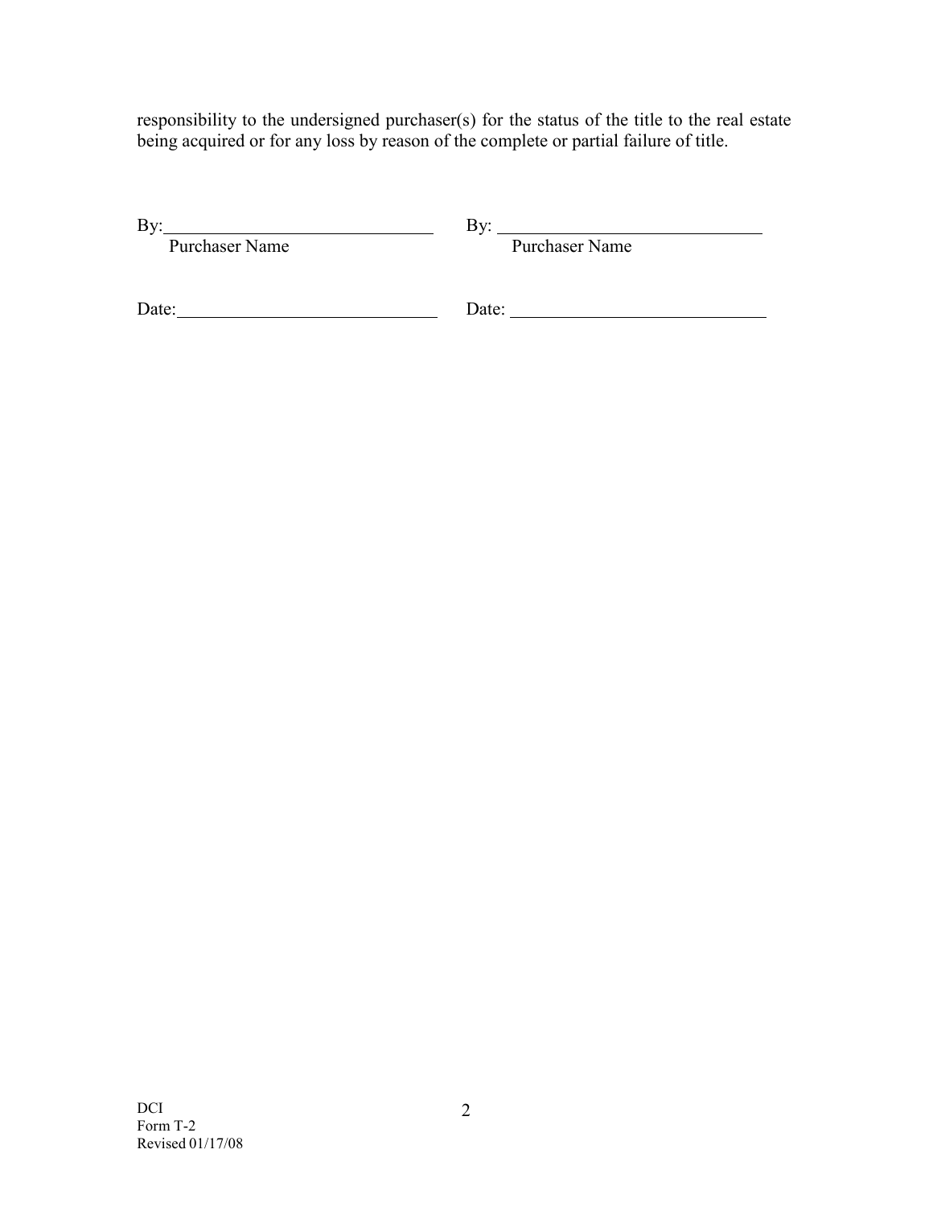responsibility to the undersigned purchaser(s) for the status of the title to the real estate being acquired or for any loss by reason of the complete or partial failure of title.

By:______________________________ By: ______________________________
Purchaser Name Purchaser Name

Date:______________________________ Date: ______________________________

DCI
Form T-2
Revised 01/17/08